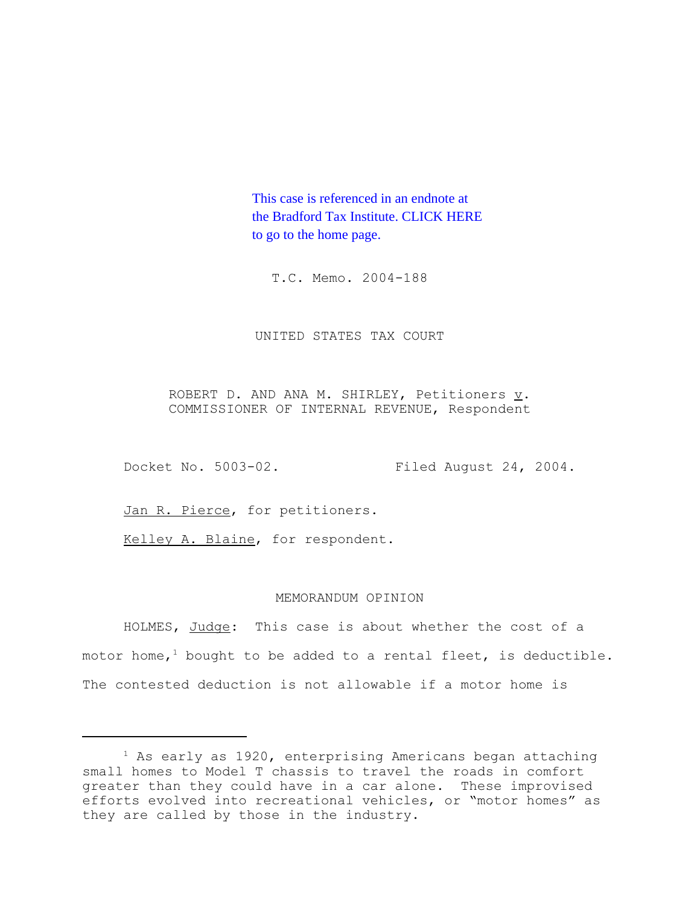This case is referenced in an endnote at the Bradford Tax Institute. CLICK HERE to go to the home page.

T.C. Memo. 2004-188

UNITED STATES TAX COURT

ROBERT D. AND ANA M. SHIRLEY, Petitioners v. COMMISSIONER OF INTERNAL REVENUE, Respondent

Docket No. 5003-02. Filed August 24, 2004.

Jan R. Pierce, for petitioners.

Kelley A. Blaine, for respondent.

MEMORANDUM OPINION

HOLMES, Judge: This case is about whether the cost of a motor home,[1] bought to be added to a rental fleet, is deductible. The contested deduction is not allowable if a motor home is

---

[1] As early as 1920, enterprising Americans began attaching small homes to Model T chassis to travel the roads in comfort greater than they could have in a car alone. These improvised efforts evolved into recreational vehicles, or "motor homes" as they are called by those in the industry.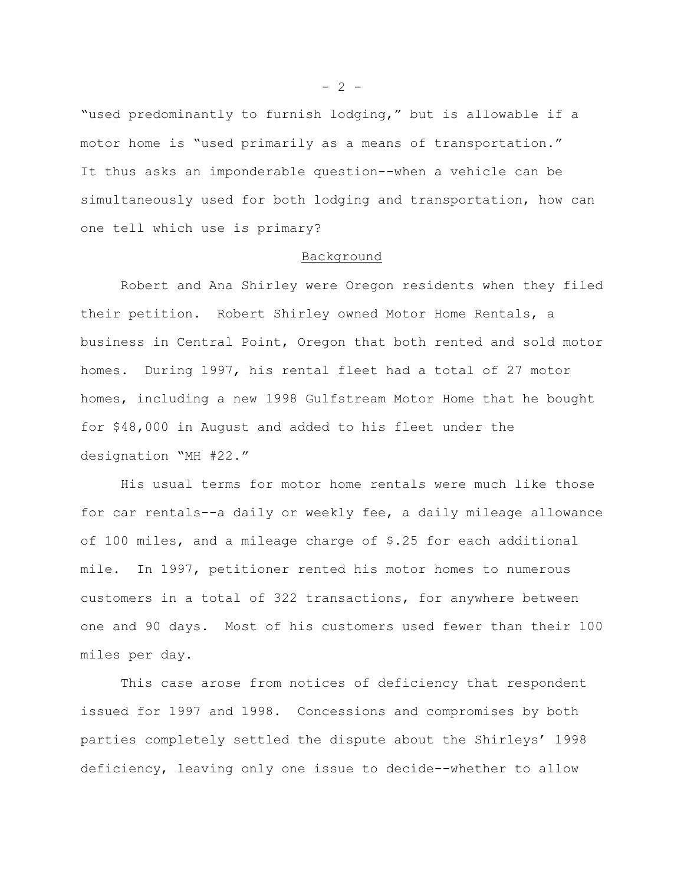"used predominantly to furnish lodging," but is allowable if a motor home is "used primarily as a means of transportation." It thus asks an imponderable question--when a vehicle can be simultaneously used for both lodging and transportation, how can one tell which use is primary?

## Background

Robert and Ana Shirley were Oregon residents when they filed their petition. Robert Shirley owned Motor Home Rentals, a business in Central Point, Oregon that both rented and sold motor homes. During 1997, his rental fleet had a total of 27 motor homes, including a new 1998 Gulfstream Motor Home that he bought for $48,000 in August and added to his fleet under the designation "MH #22."

His usual terms for motor home rentals were much like those for car rentals--a daily or weekly fee, a daily mileage allowance of 100 miles, and a mileage charge of $.25 for each additional mile. In 1997, petitioner rented his motor homes to numerous customers in a total of 322 transactions, for anywhere between one and 90 days. Most of his customers used fewer than their 100 miles per day.

This case arose from notices of deficiency that respondent issued for 1997 and 1998. Concessions and compromises by both parties completely settled the dispute about the Shirleys' 1998 deficiency, leaving only one issue to decide--whether to allow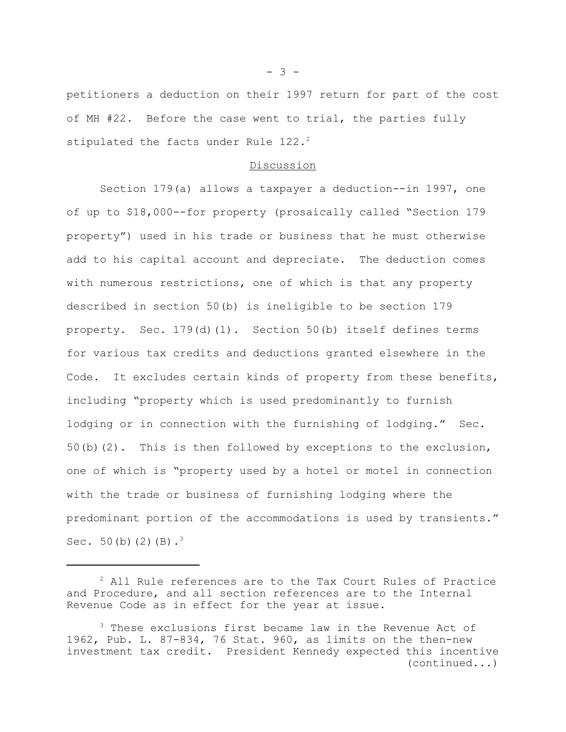petitioners a deduction on their 1997 return for part of the cost of MH #22. Before the case went to trial, the parties fully stipulated the facts under Rule 122.[2]

## Discussion

Section 179(a) allows a taxpayer a deduction--in 1997, one of up to $18,000--for property (prosaically called "Section 179 property") used in his trade or business that he must otherwise add to his capital account and depreciate. The deduction comes with numerous restrictions, one of which is that any property described in section 50(b) is ineligible to be section 179 property. Sec. 179(d)(1). Section 50(b) itself defines terms for various tax credits and deductions granted elsewhere in the Code. It excludes certain kinds of property from these benefits, including "property which is used predominantly to furnish lodging or in connection with the furnishing of lodging." Sec. 50(b)(2). This is then followed by exceptions to the exclusion, one of which is "property used by a hotel or motel in connection with the trade or business of furnishing lodging where the predominant portion of the accommodations is used by transients." Sec. 50(b)(2)(B).[3]

---

[2] All Rule references are to the Tax Court Rules of Practice and Procedure, and all section references are to the Internal Revenue Code as in effect for the year at issue.

[3] These exclusions first became law in the Revenue Act of 1962, Pub. L. 87-834, 76 Stat. 960, as limits on the then-new investment tax credit. President Kennedy expected this incentive (continued...)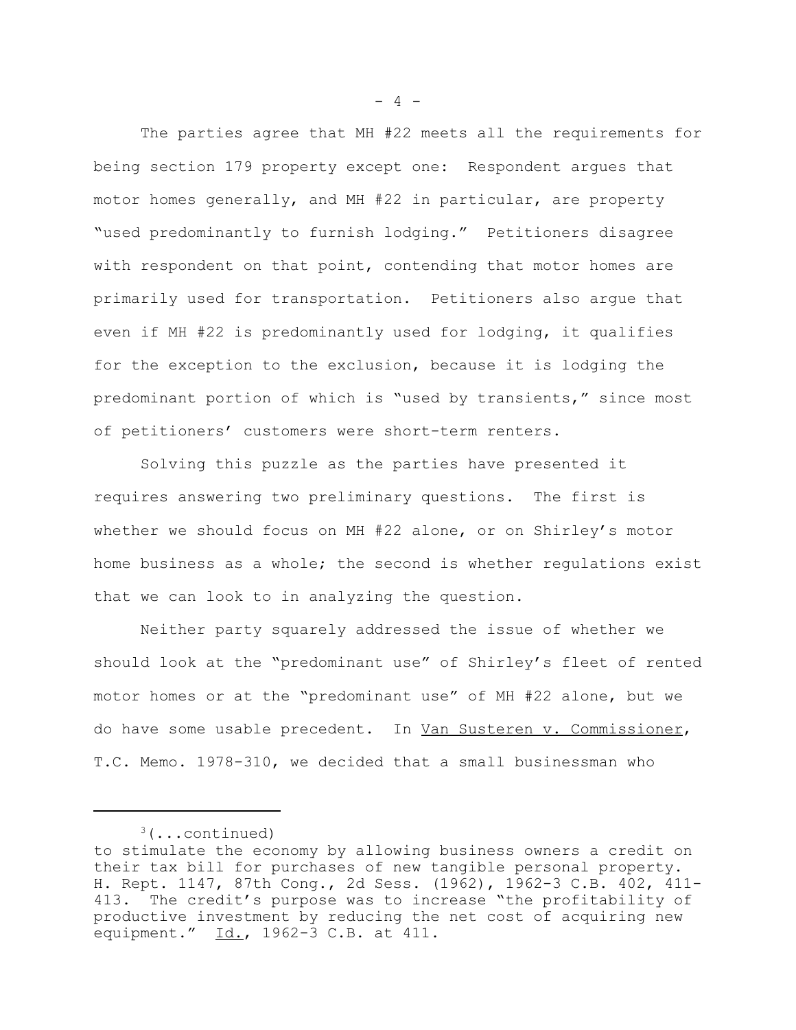The parties agree that MH #22 meets all the requirements for being section 179 property except one: Respondent argues that motor homes generally, and MH #22 in particular, are property "used predominantly to furnish lodging." Petitioners disagree with respondent on that point, contending that motor homes are primarily used for transportation. Petitioners also argue that even if MH #22 is predominantly used for lodging, it qualifies for the exception to the exclusion, because it is lodging the predominant portion of which is "used by transients," since most of petitioners' customers were short-term renters.

Solving this puzzle as the parties have presented it requires answering two preliminary questions. The first is whether we should focus on MH #22 alone, or on Shirley's motor home business as a whole; the second is whether regulations exist that we can look to in analyzing the question.

Neither party squarely addressed the issue of whether we should look at the "predominant use" of Shirley's fleet of rented motor homes or at the "predominant use" of MH #22 alone, but we do have some usable precedent. In Van Susteren v. Commissioner, T.C. Memo. 1978-310, we decided that a small businessman who

---

[3](...continued)
to stimulate the economy by allowing business owners a credit on their tax bill for purchases of new tangible personal property. H. Rept. 1147, 87th Cong., 2d Sess. (1962), 1962-3 C.B. 402, 411-413. The credit's purpose was to increase "the profitability of productive investment by reducing the net cost of acquiring new equipment." Id., 1962-3 C.B. at 411.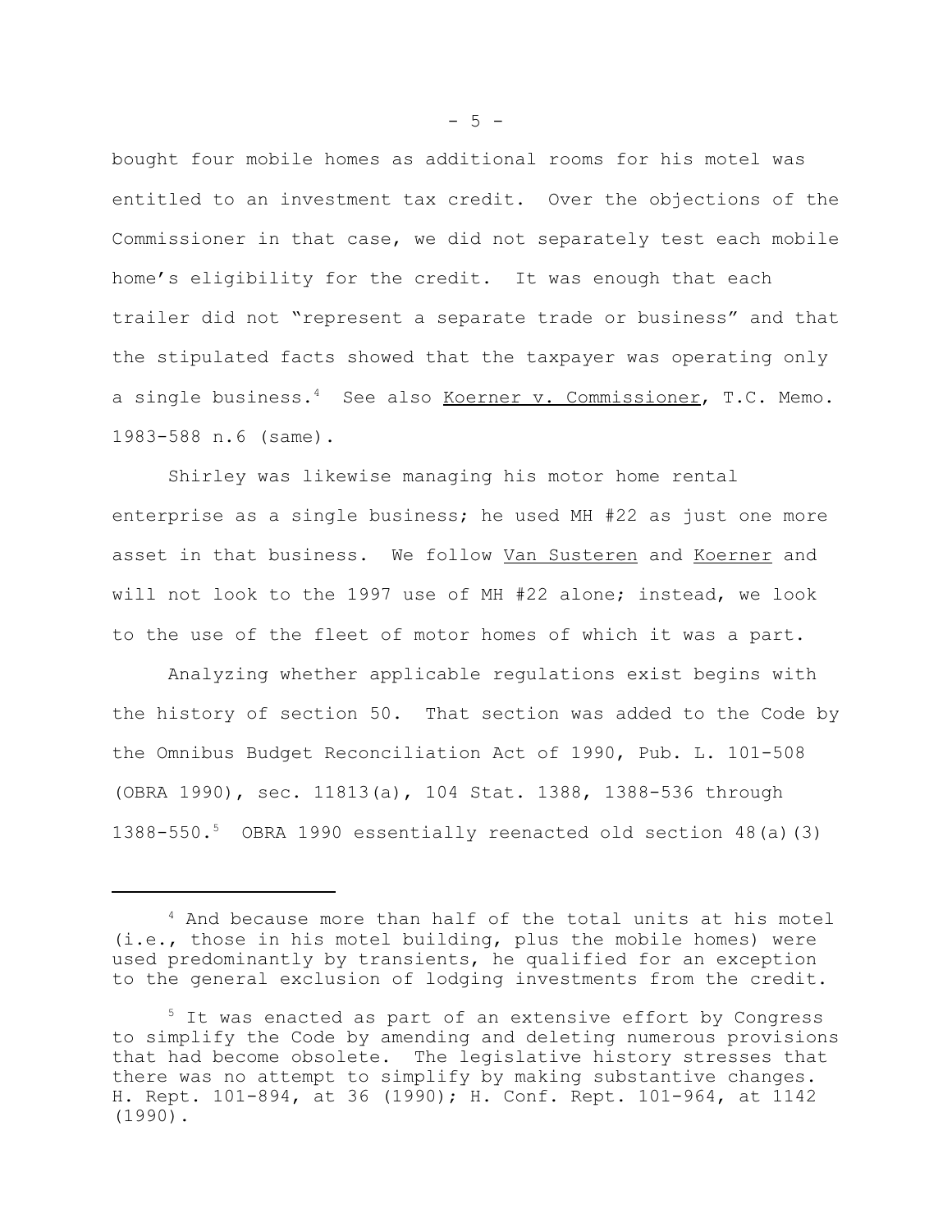bought four mobile homes as additional rooms for his motel was entitled to an investment tax credit. Over the objections of the Commissioner in that case, we did not separately test each mobile home's eligibility for the credit. It was enough that each trailer did not "represent a separate trade or business" and that the stipulated facts showed that the taxpayer was operating only a single business.[4] See also Koerner v. Commissioner, T.C. Memo. 1983-588 n.6 (same).

Shirley was likewise managing his motor home rental enterprise as a single business; he used MH #22 as just one more asset in that business. We follow Van Susteren and Koerner and will not look to the 1997 use of MH #22 alone; instead, we look to the use of the fleet of motor homes of which it was a part.

Analyzing whether applicable regulations exist begins with the history of section 50. That section was added to the Code by the Omnibus Budget Reconciliation Act of 1990, Pub. L. 101-508 (OBRA 1990), sec. 11813(a), 104 Stat. 1388, 1388-536 through 1388-550.[5] OBRA 1990 essentially reenacted old section 48(a)(3)

---

[4] And because more than half of the total units at his motel (i.e., those in his motel building, plus the mobile homes) were used predominantly by transients, he qualified for an exception to the general exclusion of lodging investments from the credit.

[5] It was enacted as part of an extensive effort by Congress to simplify the Code by amending and deleting numerous provisions that had become obsolete. The legislative history stresses that there was no attempt to simplify by making substantive changes. H. Rept. 101-894, at 36 (1990); H. Conf. Rept. 101-964, at 1142 (1990).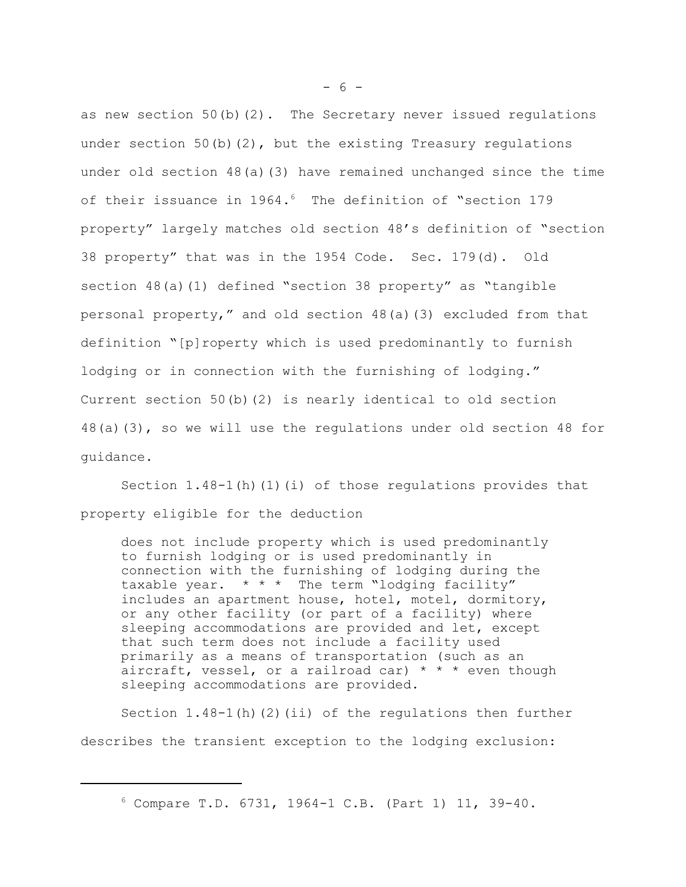as new section 50(b)(2). The Secretary never issued regulations under section 50(b)(2), but the existing Treasury regulations under old section 48(a)(3) have remained unchanged since the time of their issuance in 1964.[6] The definition of "section 179 property" largely matches old section 48's definition of "section 38 property" that was in the 1954 Code. Sec. 179(d). Old section 48(a)(1) defined "section 38 property" as "tangible personal property," and old section 48(a)(3) excluded from that definition "[p]roperty which is used predominantly to furnish lodging or in connection with the furnishing of lodging." Current section 50(b)(2) is nearly identical to old section 48(a)(3), so we will use the regulations under old section 48 for guidance.

Section 1.48-1(h)(1)(i) of those regulations provides that property eligible for the deduction

> does not include property which is used predominantly to furnish lodging or is used predominantly in connection with the furnishing of lodging during the taxable year. * * * The term "lodging facility" includes an apartment house, hotel, motel, dormitory, or any other facility (or part of a facility) where sleeping accommodations are provided and let, except that such term does not include a facility used primarily as a means of transportation (such as an aircraft, vessel, or a railroad car) * * * even though sleeping accommodations are provided.

Section 1.48-1(h)(2)(ii) of the regulations then further describes the transient exception to the lodging exclusion:

---

[6] Compare T.D. 6731, 1964-1 C.B. (Part 1) 11, 39-40.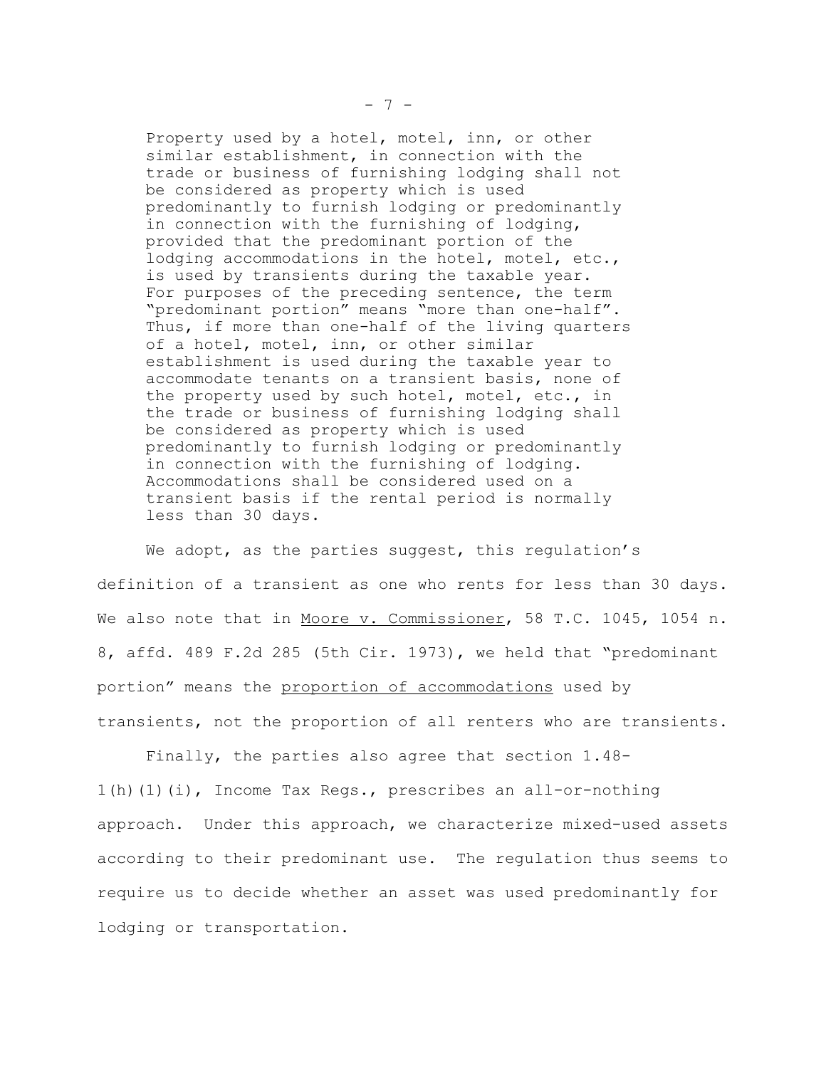> Property used by a hotel, motel, inn, or other similar establishment, in connection with the trade or business of furnishing lodging shall not be considered as property which is used predominantly to furnish lodging or predominantly in connection with the furnishing of lodging, provided that the predominant portion of the lodging accommodations in the hotel, motel, etc., is used by transients during the taxable year. For purposes of the preceding sentence, the term "predominant portion" means "more than one-half". Thus, if more than one-half of the living quarters of a hotel, motel, inn, or other similar establishment is used during the taxable year to accommodate tenants on a transient basis, none of the property used by such hotel, motel, etc., in the trade or business of furnishing lodging shall be considered as property which is used predominantly to furnish lodging or predominantly in connection with the furnishing of lodging. Accommodations shall be considered used on a transient basis if the rental period is normally less than 30 days.

We adopt, as the parties suggest, this regulation's definition of a transient as one who rents for less than 30 days. We also note that in Moore v. Commissioner, 58 T.C. 1045, 1054 n. 8, affd. 489 F.2d 285 (5th Cir. 1973), we held that "predominant portion" means the proportion of accommodations used by transients, not the proportion of all renters who are transients.

Finally, the parties also agree that section 1.48-1(h)(1)(i), Income Tax Regs., prescribes an all-or-nothing approach. Under this approach, we characterize mixed-used assets according to their predominant use. The regulation thus seems to require us to decide whether an asset was used predominantly for lodging or transportation.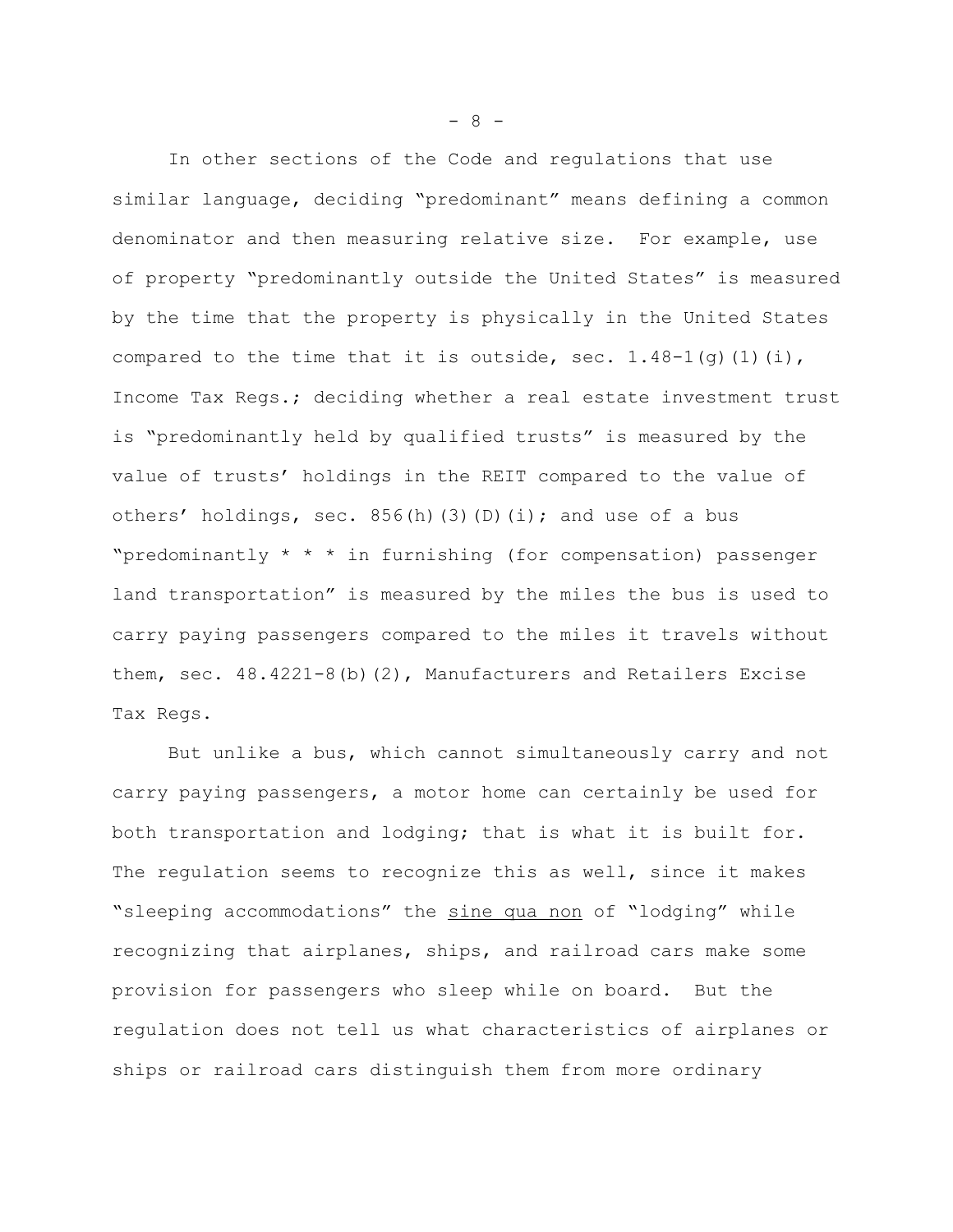In other sections of the Code and regulations that use similar language, deciding "predominant" means defining a common denominator and then measuring relative size. For example, use of property "predominantly outside the United States" is measured by the time that the property is physically in the United States compared to the time that it is outside, sec. 1.48-1(g)(1)(i), Income Tax Regs.; deciding whether a real estate investment trust is "predominantly held by qualified trusts" is measured by the value of trusts' holdings in the REIT compared to the value of others' holdings, sec. 856(h)(3)(D)(i); and use of a bus "predominantly * * * in furnishing (for compensation) passenger land transportation" is measured by the miles the bus is used to carry paying passengers compared to the miles it travels without them, sec. 48.4221-8(b)(2), Manufacturers and Retailers Excise Tax Regs.

But unlike a bus, which cannot simultaneously carry and not carry paying passengers, a motor home can certainly be used for both transportation and lodging; that is what it is built for. The regulation seems to recognize this as well, since it makes "sleeping accommodations" the _sine qua non_ of "lodging" while recognizing that airplanes, ships, and railroad cars make some provision for passengers who sleep while on board. But the regulation does not tell us what characteristics of airplanes or ships or railroad cars distinguish them from more ordinary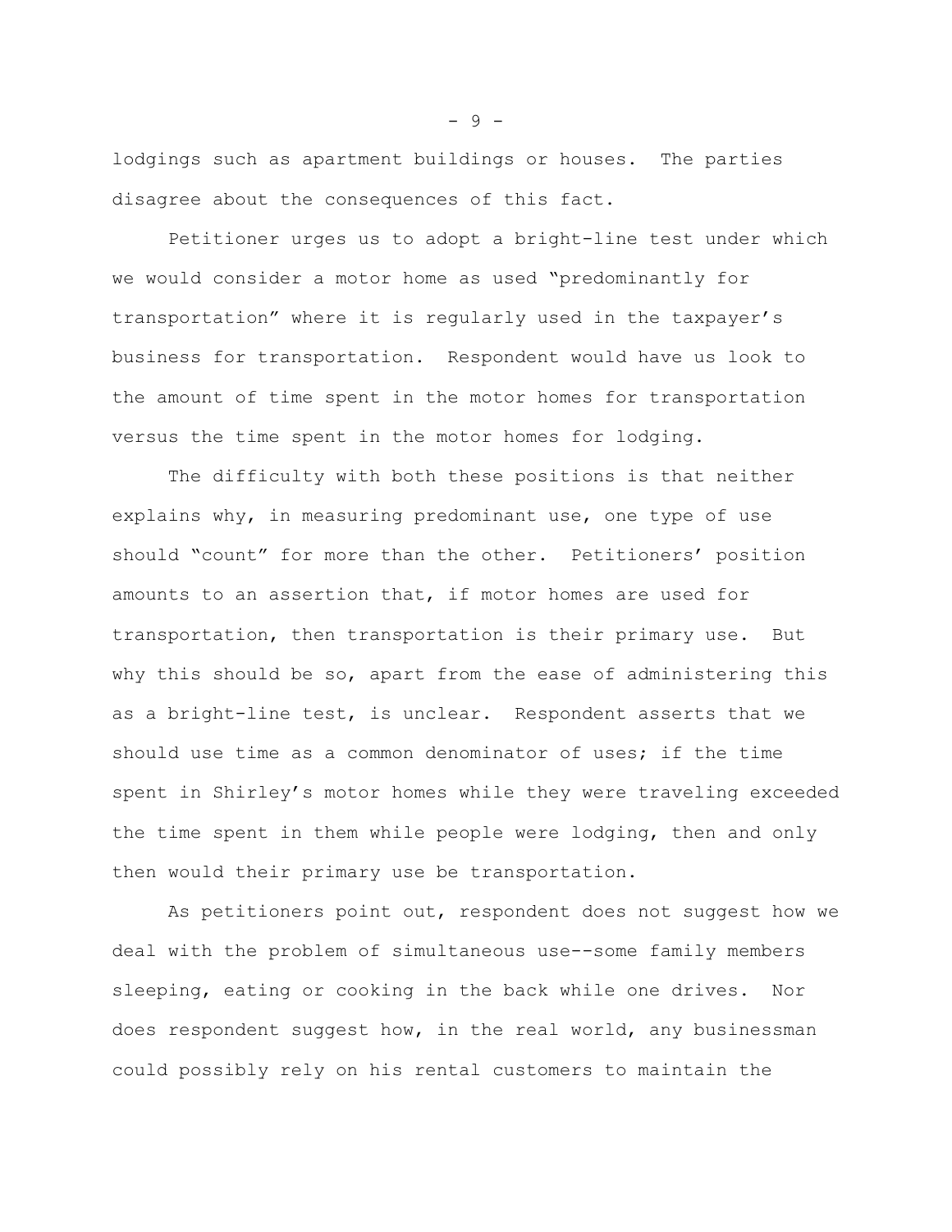lodgings such as apartment buildings or houses. The parties disagree about the consequences of this fact.

Petitioner urges us to adopt a bright-line test under which we would consider a motor home as used "predominantly for transportation" where it is regularly used in the taxpayer's business for transportation. Respondent would have us look to the amount of time spent in the motor homes for transportation versus the time spent in the motor homes for lodging.

The difficulty with both these positions is that neither explains why, in measuring predominant use, one type of use should "count" for more than the other. Petitioners' position amounts to an assertion that, if motor homes are used for transportation, then transportation is their primary use. But why this should be so, apart from the ease of administering this as a bright-line test, is unclear. Respondent asserts that we should use time as a common denominator of uses; if the time spent in Shirley's motor homes while they were traveling exceeded the time spent in them while people were lodging, then and only then would their primary use be transportation.

As petitioners point out, respondent does not suggest how we deal with the problem of simultaneous use--some family members sleeping, eating or cooking in the back while one drives. Nor does respondent suggest how, in the real world, any businessman could possibly rely on his rental customers to maintain the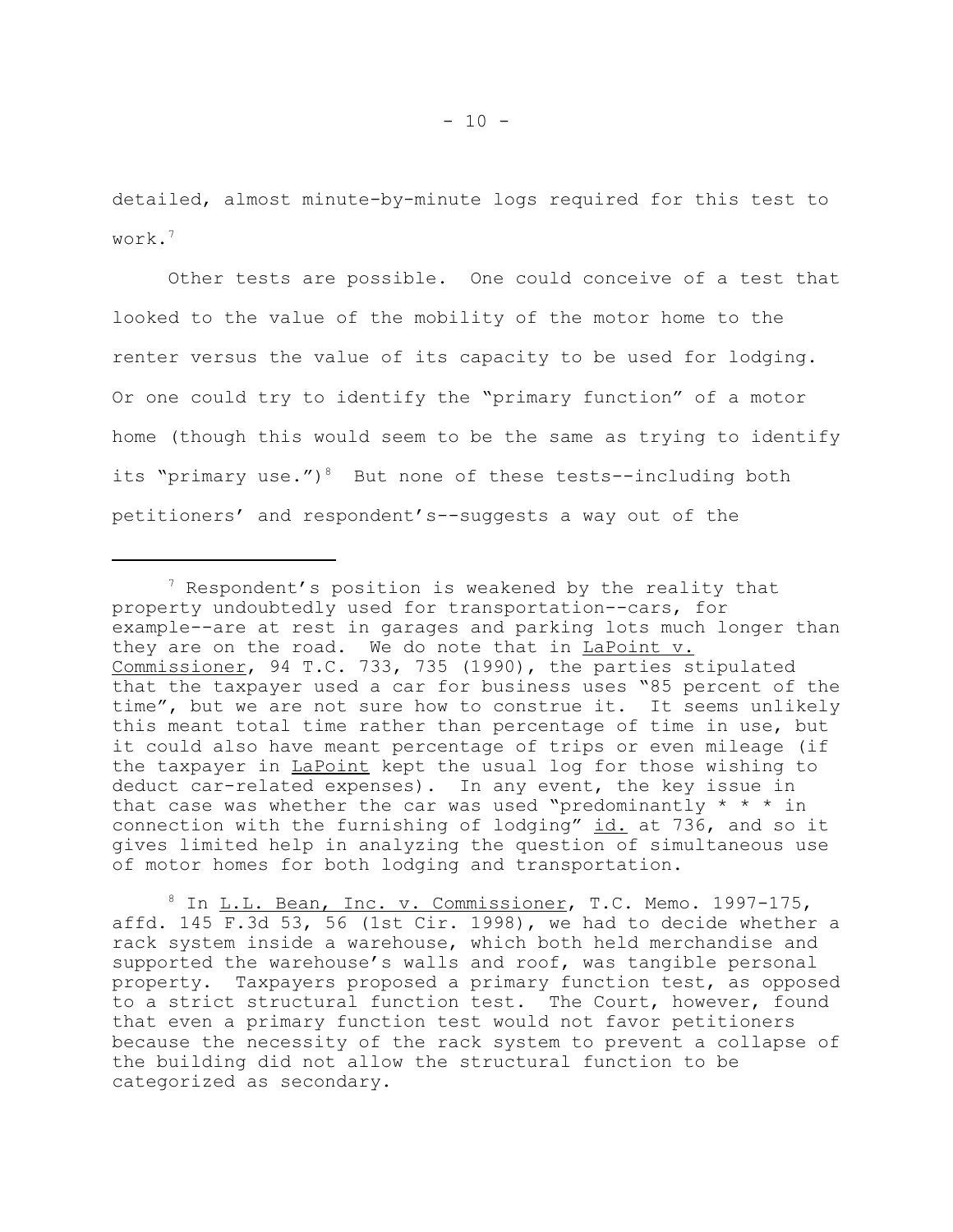detailed, almost minute-by-minute logs required for this test to work.[7]

Other tests are possible. One could conceive of a test that looked to the value of the mobility of the motor home to the renter versus the value of its capacity to be used for lodging. Or one could try to identify the "primary function" of a motor home (though this would seem to be the same as trying to identify its "primary use.")[8] But none of these tests--including both petitioners' and respondent's--suggests a way out of the

---

[7] Respondent's position is weakened by the reality that property undoubtedly used for transportation--cars, for example--are at rest in garages and parking lots much longer than they are on the road. We do note that in LaPoint v. Commissioner, 94 T.C. 733, 735 (1990), the parties stipulated that the taxpayer used a car for business uses "85 percent of the time", but we are not sure how to construe it. It seems unlikely this meant total time rather than percentage of time in use, but it could also have meant percentage of trips or even mileage (if the taxpayer in LaPoint kept the usual log for those wishing to deduct car-related expenses). In any event, the key issue in that case was whether the car was used "predominantly * * * in connection with the furnishing of lodging" id. at 736, and so it gives limited help in analyzing the question of simultaneous use of motor homes for both lodging and transportation.

[8] In L.L. Bean, Inc. v. Commissioner, T.C. Memo. 1997-175, affd. 145 F.3d 53, 56 (1st Cir. 1998), we had to decide whether a rack system inside a warehouse, which both held merchandise and supported the warehouse's walls and roof, was tangible personal property. Taxpayers proposed a primary function test, as opposed to a strict structural function test. The Court, however, found that even a primary function test would not favor petitioners because the necessity of the rack system to prevent a collapse of the building did not allow the structural function to be categorized as secondary.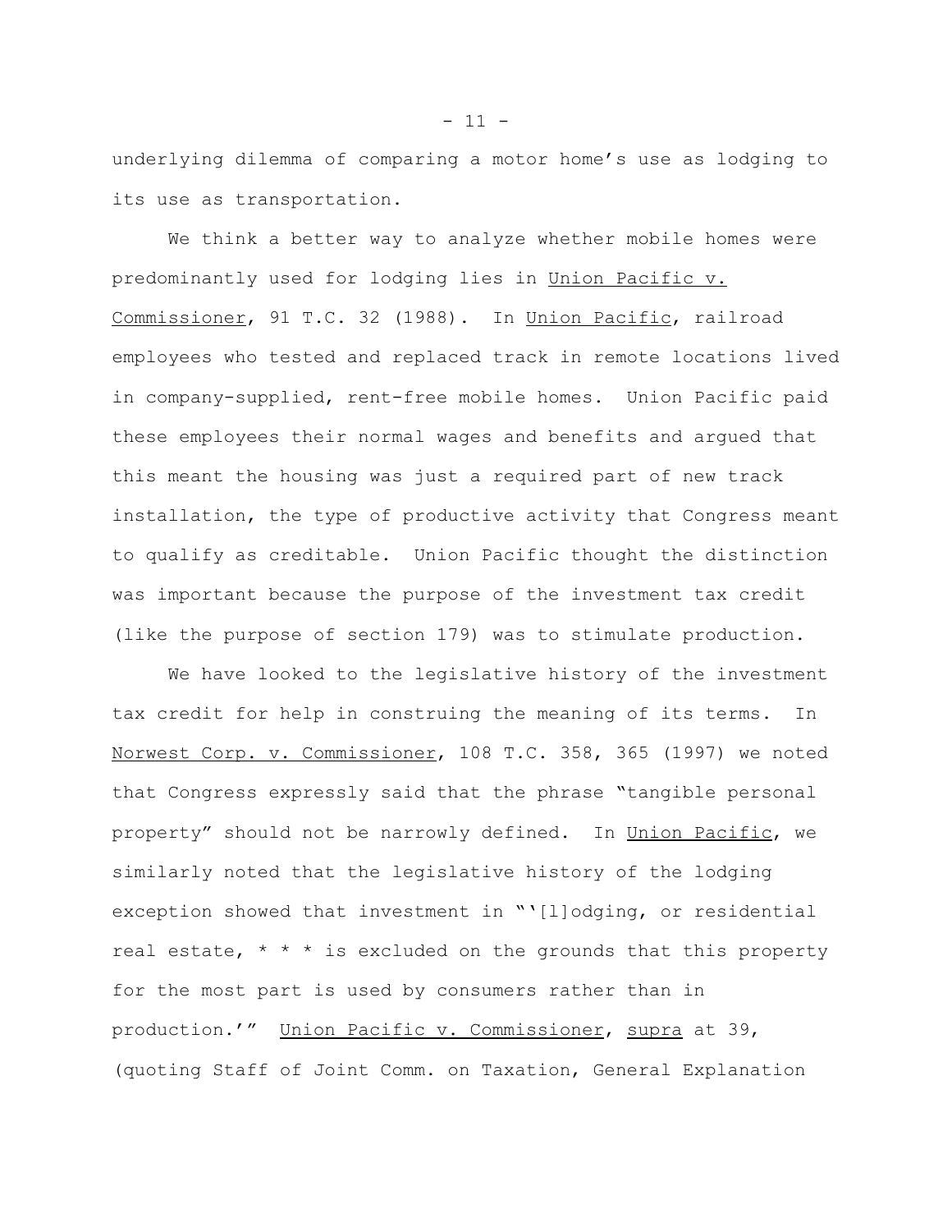underlying dilemma of comparing a motor home's use as lodging to its use as transportation.

We think a better way to analyze whether mobile homes were predominantly used for lodging lies in Union Pacific v. Commissioner, 91 T.C. 32 (1988). In Union Pacific, railroad employees who tested and replaced track in remote locations lived in company-supplied, rent-free mobile homes. Union Pacific paid these employees their normal wages and benefits and argued that this meant the housing was just a required part of new track installation, the type of productive activity that Congress meant to qualify as creditable. Union Pacific thought the distinction was important because the purpose of the investment tax credit (like the purpose of section 179) was to stimulate production.

We have looked to the legislative history of the investment tax credit for help in construing the meaning of its terms. In Norwest Corp. v. Commissioner, 108 T.C. 358, 365 (1997) we noted that Congress expressly said that the phrase "tangible personal property" should not be narrowly defined. In Union Pacific, we similarly noted that the legislative history of the lodging exception showed that investment in "'[l]odging, or residential real estate, * * * is excluded on the grounds that this property for the most part is used by consumers rather than in production.'" Union Pacific v. Commissioner, supra at 39, (quoting Staff of Joint Comm. on Taxation, General Explanation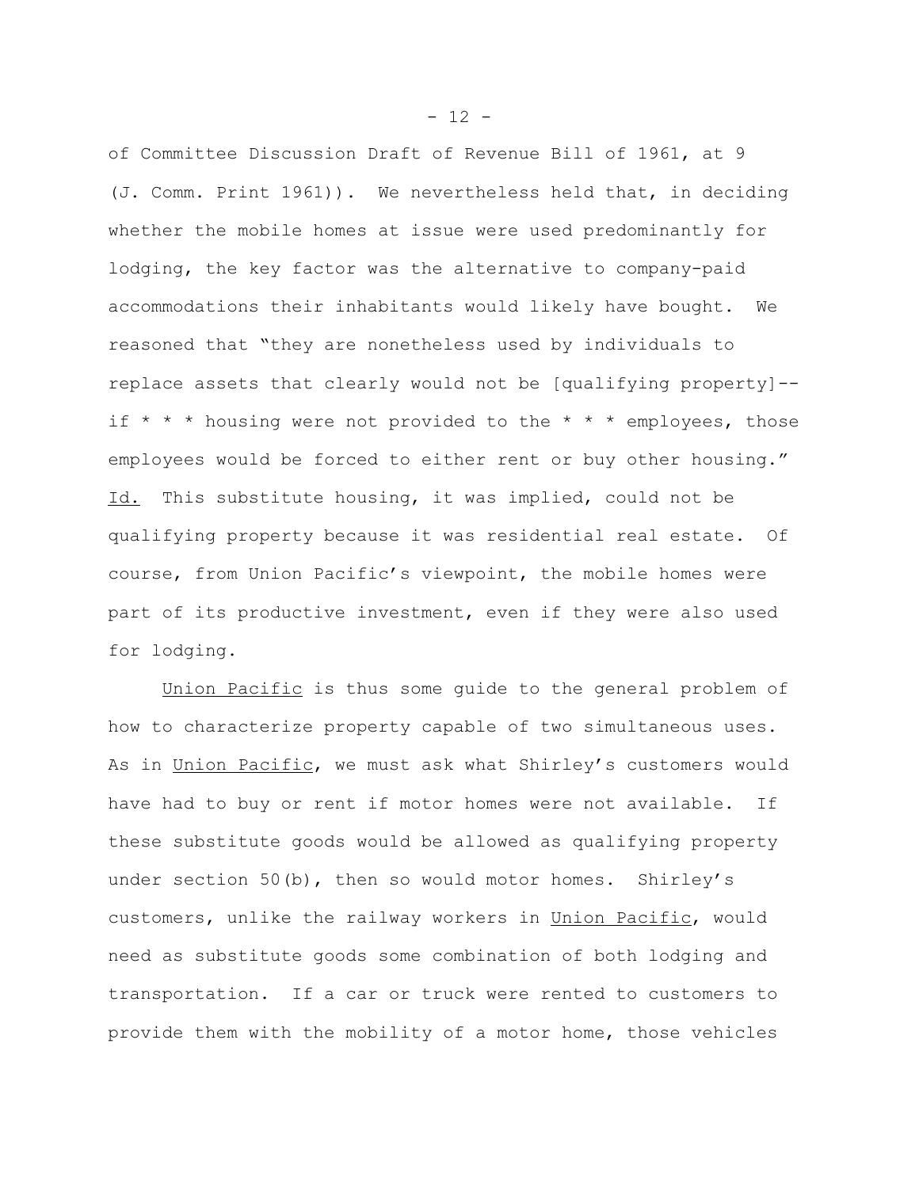of Committee Discussion Draft of Revenue Bill of 1961, at 9 (J. Comm. Print 1961)). We nevertheless held that, in deciding whether the mobile homes at issue were used predominantly for lodging, the key factor was the alternative to company-paid accommodations their inhabitants would likely have bought. We reasoned that "they are nonetheless used by individuals to replace assets that clearly would not be [qualifying property]--if * * * housing were not provided to the * * * employees, those employees would be forced to either rent or buy other housing." Id. This substitute housing, it was implied, could not be qualifying property because it was residential real estate. Of course, from Union Pacific's viewpoint, the mobile homes were part of its productive investment, even if they were also used for lodging.

Union Pacific is thus some guide to the general problem of how to characterize property capable of two simultaneous uses. As in Union Pacific, we must ask what Shirley's customers would have had to buy or rent if motor homes were not available. If these substitute goods would be allowed as qualifying property under section 50(b), then so would motor homes. Shirley's customers, unlike the railway workers in Union Pacific, would need as substitute goods some combination of both lodging and transportation. If a car or truck were rented to customers to provide them with the mobility of a motor home, those vehicles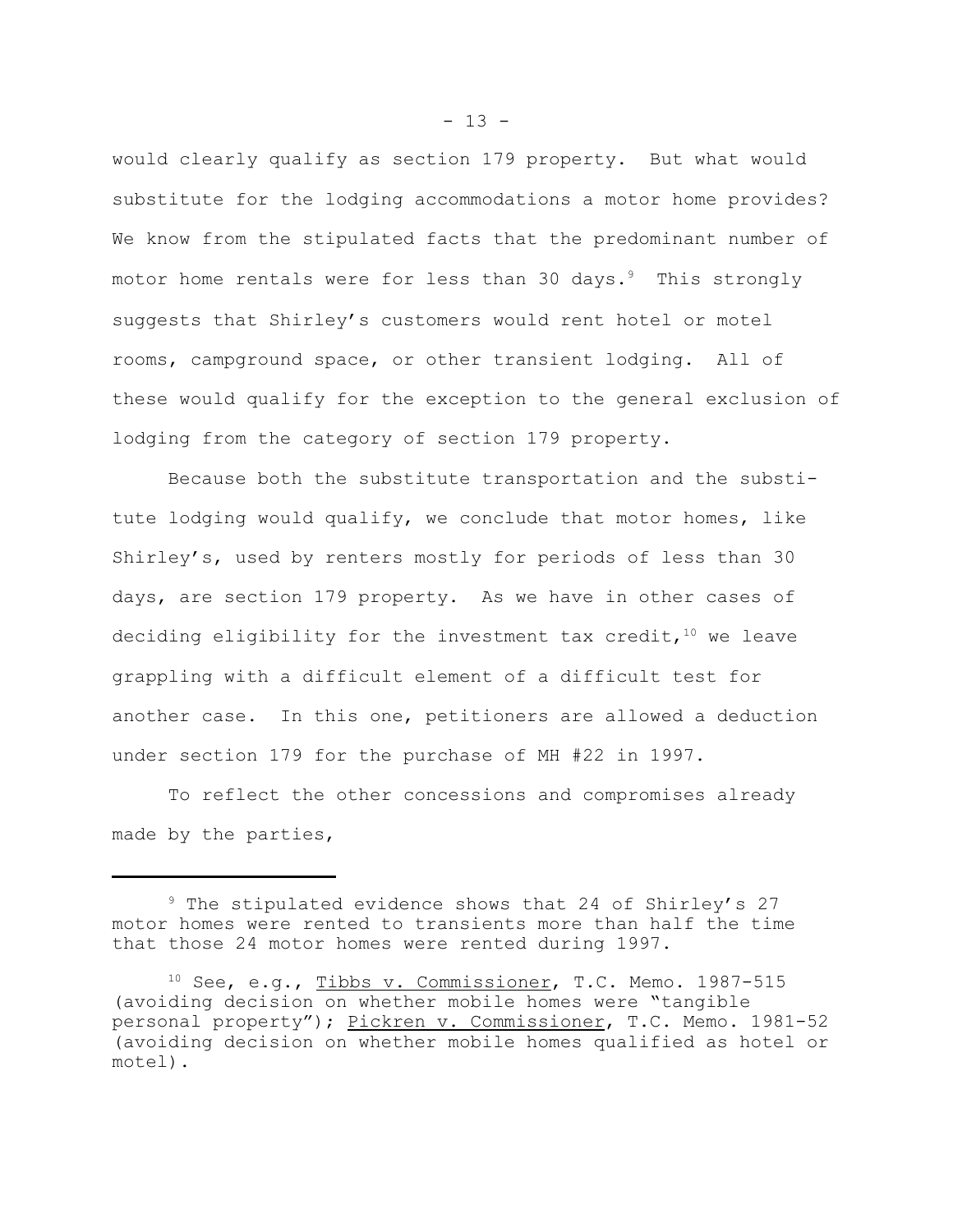would clearly qualify as section 179 property. But what would substitute for the lodging accommodations a motor home provides? We know from the stipulated facts that the predominant number of motor home rentals were for less than 30 days.[9] This strongly suggests that Shirley's customers would rent hotel or motel rooms, campground space, or other transient lodging. All of these would qualify for the exception to the general exclusion of lodging from the category of section 179 property.

Because both the substitute transportation and the substitute lodging would qualify, we conclude that motor homes, like Shirley's, used by renters mostly for periods of less than 30 days, are section 179 property. As we have in other cases of deciding eligibility for the investment tax credit,[10] we leave grappling with a difficult element of a difficult test for another case. In this one, petitioners are allowed a deduction under section 179 for the purchase of MH #22 in 1997.

To reflect the other concessions and compromises already made by the parties,

---

[9] The stipulated evidence shows that 24 of Shirley's 27 motor homes were rented to transients more than half the time that those 24 motor homes were rented during 1997.

[10] See, e.g., Tibbs v. Commissioner, T.C. Memo. 1987-515 (avoiding decision on whether mobile homes were "tangible personal property"); Pickren v. Commissioner, T.C. Memo. 1981-52 (avoiding decision on whether mobile homes qualified as hotel or motel).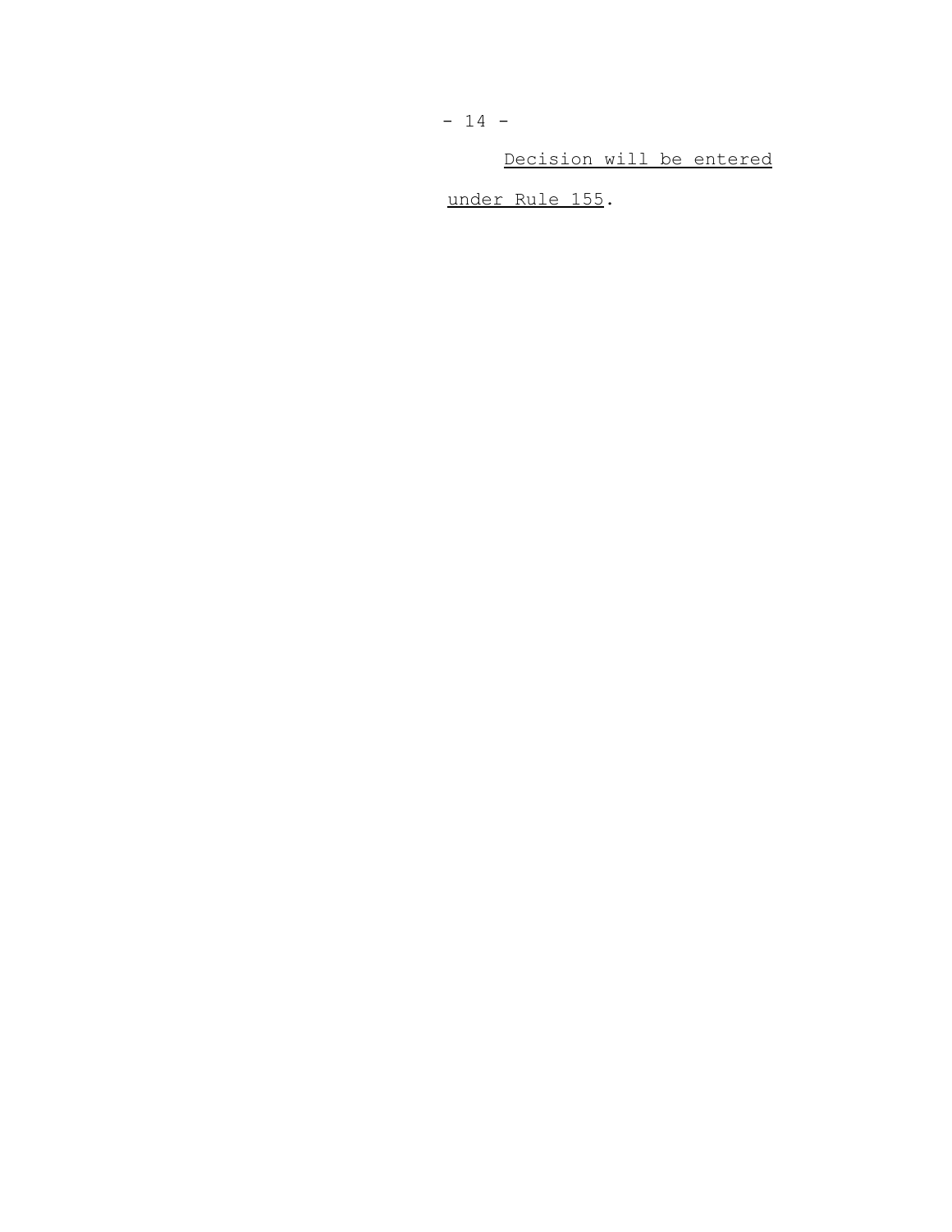_Decision will be entered_

_under Rule 155_.